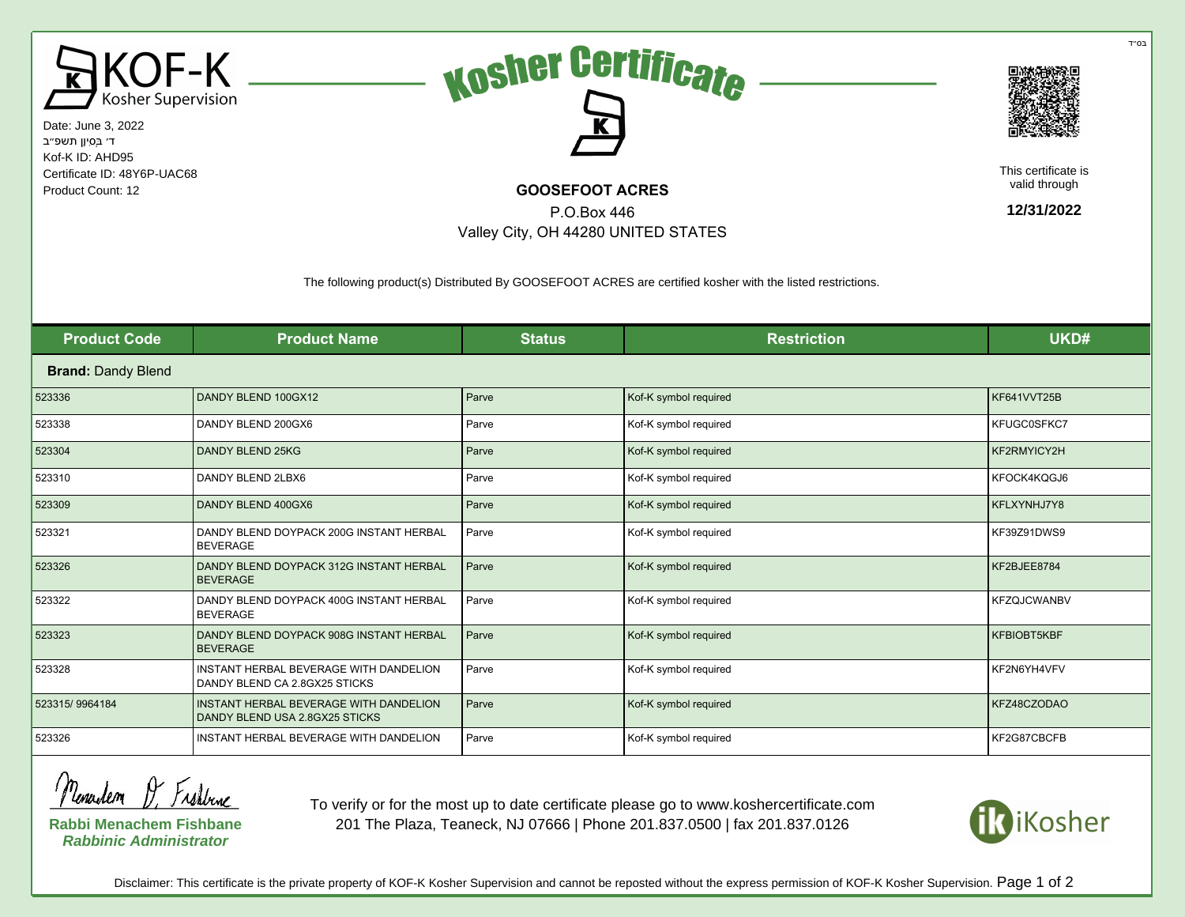בס"ד

KOF-K Kosher Supervision

Date: June 3, 2022
ד' בְּסִיון תשפ"ב
Kof-K ID: AHD95
Certificate ID: 48Y6P-UAC68
Product Count: 12

# Kosher Certificate

**GOOSEFOOT ACRES**
P.O.Box 446
Valley City, OH 44280 UNITED STATES

This certificate is valid through
**12/31/2022**

The following product(s) Distributed By GOOSEFOOT ACRES are certified kosher with the listed restrictions.

| Product Code | Product Name | Status | Restriction | UKD# |
|---|---|---|---|---|
| **Brand:** Dandy Blend | | | | |
| 523336 | DANDY BLEND 100GX12 | Parve | Kof-K symbol required | KF641VVT25B |
| 523338 | DANDY BLEND 200GX6 | Parve | Kof-K symbol required | KFUGC0SFKC7 |
| 523304 | DANDY BLEND 25KG | Parve | Kof-K symbol required | KF2RMYICY2H |
| 523310 | DANDY BLEND 2LBX6 | Parve | Kof-K symbol required | KFOCK4KQGJ6 |
| 523309 | DANDY BLEND 400GX6 | Parve | Kof-K symbol required | KFLXYNHJ7Y8 |
| 523321 | DANDY BLEND DOYPACK 200G INSTANT HERBAL BEVERAGE | Parve | Kof-K symbol required | KF39Z91DWS9 |
| 523326 | DANDY BLEND DOYPACK 312G INSTANT HERBAL BEVERAGE | Parve | Kof-K symbol required | KF2BJEE8784 |
| 523322 | DANDY BLEND DOYPACK 400G INSTANT HERBAL BEVERAGE | Parve | Kof-K symbol required | KFZQJCWANBV |
| 523323 | DANDY BLEND DOYPACK 908G INSTANT HERBAL BEVERAGE | Parve | Kof-K symbol required | KFBIOBT5KBF |
| 523328 | INSTANT HERBAL BEVERAGE WITH DANDELION DANDY BLEND CA 2.8GX25 STICKS | Parve | Kof-K symbol required | KF2N6YH4VFV |
| 523315/ 9964184 | INSTANT HERBAL BEVERAGE WITH DANDELION DANDY BLEND USA 2.8GX25 STICKS | Parve | Kof-K symbol required | KFZ48CZODAO |
| 523326 | INSTANT HERBAL BEVERAGE WITH DANDELION | Parve | Kof-K symbol required | KF2G87CBCFB |

**Rabbi Menachem Fishbane**
***Rabbinic Administrator***

To verify or for the most up to date certificate please go to www.koshercertificate.com
201 The Plaza, Teaneck, NJ 07666 | Phone 201.837.0500 | fax 201.837.0126

iKosher

Disclaimer: This certificate is the private property of KOF-K Kosher Supervision and cannot be reposted without the express permission of KOF-K Kosher Supervision.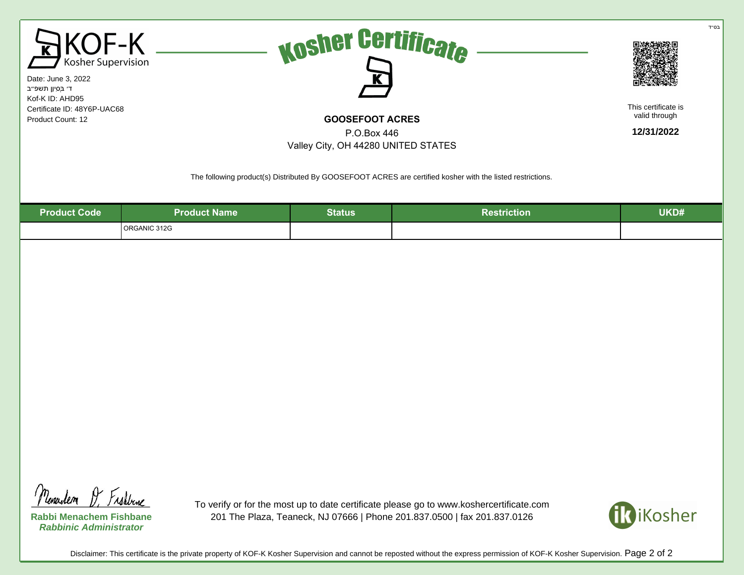בס"ד

KOF-K Kosher Supervision

# Kosher Certificate

Date: June 3, 2022
ד׳ בְּסִיוָן תשפ״ב
Kof-K ID: AHD95
Certificate ID: 48Y6P-UAC68
Product Count: 12

**GOOSEFOOT ACRES**
P.O.Box 446
Valley City, OH 44280 UNITED STATES

This certificate is valid through
**12/31/2022**

The following product(s) Distributed By GOOSEFOOT ACRES are certified kosher with the listed restrictions.

| Product Code | Product Name | Status | Restriction | UKD# |
|---|---|---|---|---|
| | ORGANIC 312G | | | |

Menachem D. Fishbane
**Rabbi Menachem Fishbane**
***Rabbinic Administrator***

To verify or for the most up to date certificate please go to www.koshercertificate.com
201 The Plaza, Teaneck, NJ 07666 | Phone 201.837.0500 | fax 201.837.0126

iKosher

Disclaimer: This certificate is the private property of KOF-K Kosher Supervision and cannot be reposted without the express permission of KOF-K Kosher Supervision.